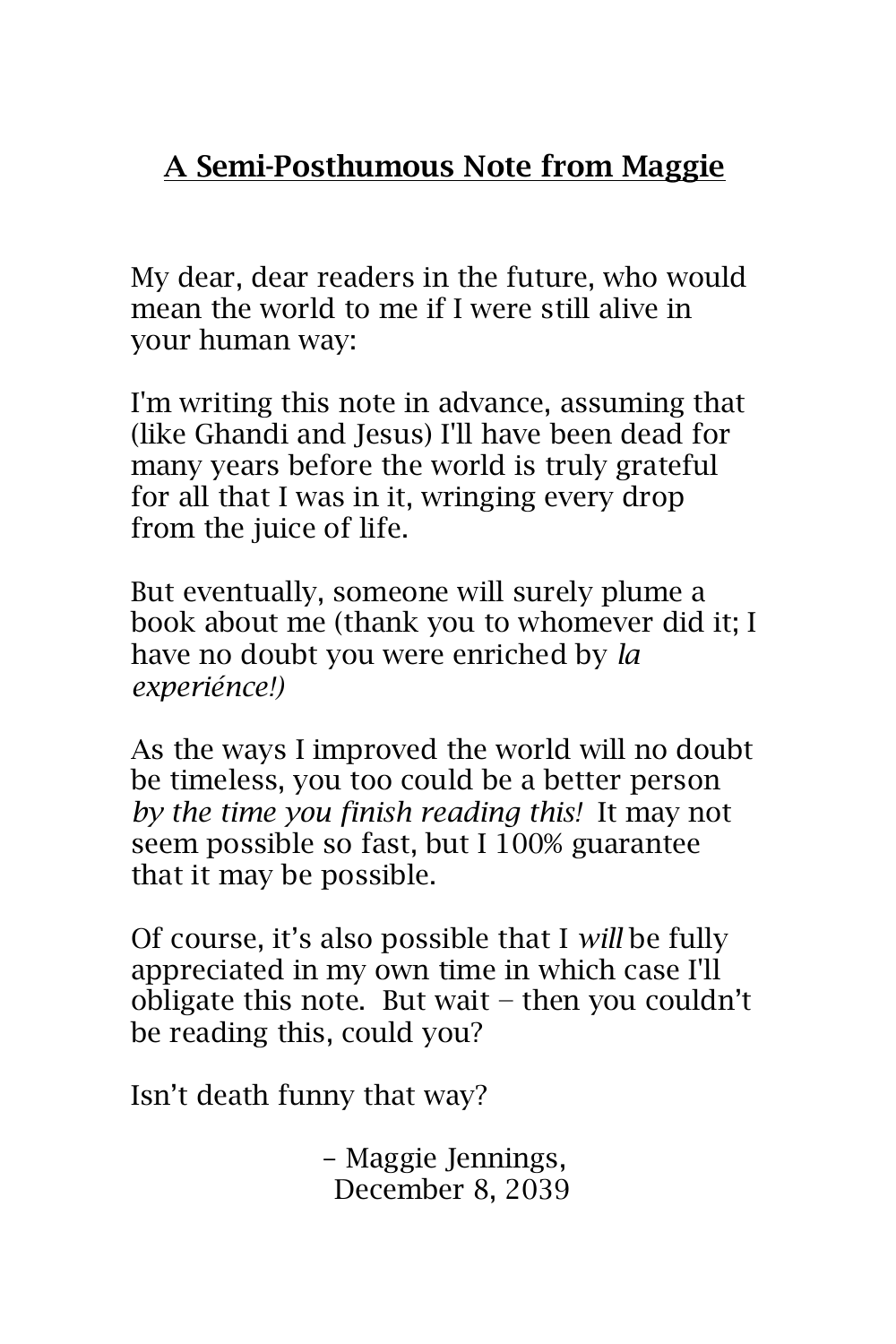## A Semi-Posthumous Note from Maggie

My dear, dear readers in the future, who would mean the world to me if I were still alive in your human way:

I'm writing this note in advance, assuming that (like Ghandi and Jesus) I'll have been dead for many years before the world is truly grateful for all that I was in it, wringing every drop from the juice of life.

But eventually, someone will surely plume a book about me (thank you to whomever did it; I have no doubt you were enriched by *la experiénce!)*

As the ways I improved the world will no doubt be timeless, you too could be a better person *by the time you finish reading this!* It may not seem possible so fast, but I 100% guarantee that it may be possible.

Of course, it's also possible that I *will* be fully appreciated in my own time in which case I'll obligate this note. But wait – then you couldn't be reading this, could you?

Isn't death funny that way?

– Maggie Jennings,
December 8, 2039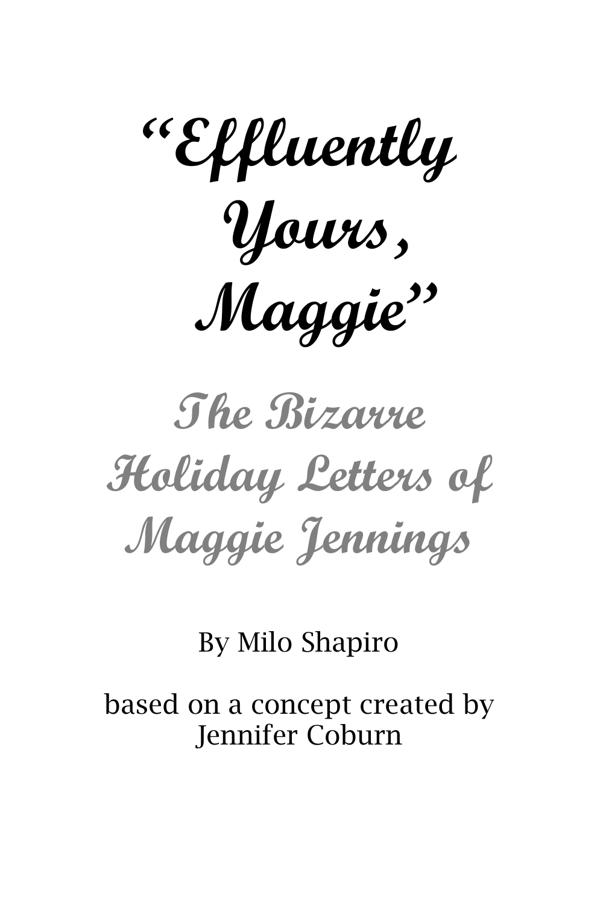# "Effluently Yours, Maggie"

## The Bizarre Holiday Letters of Maggie Jennings

By Milo Shapiro

based on a concept created by Jennifer Coburn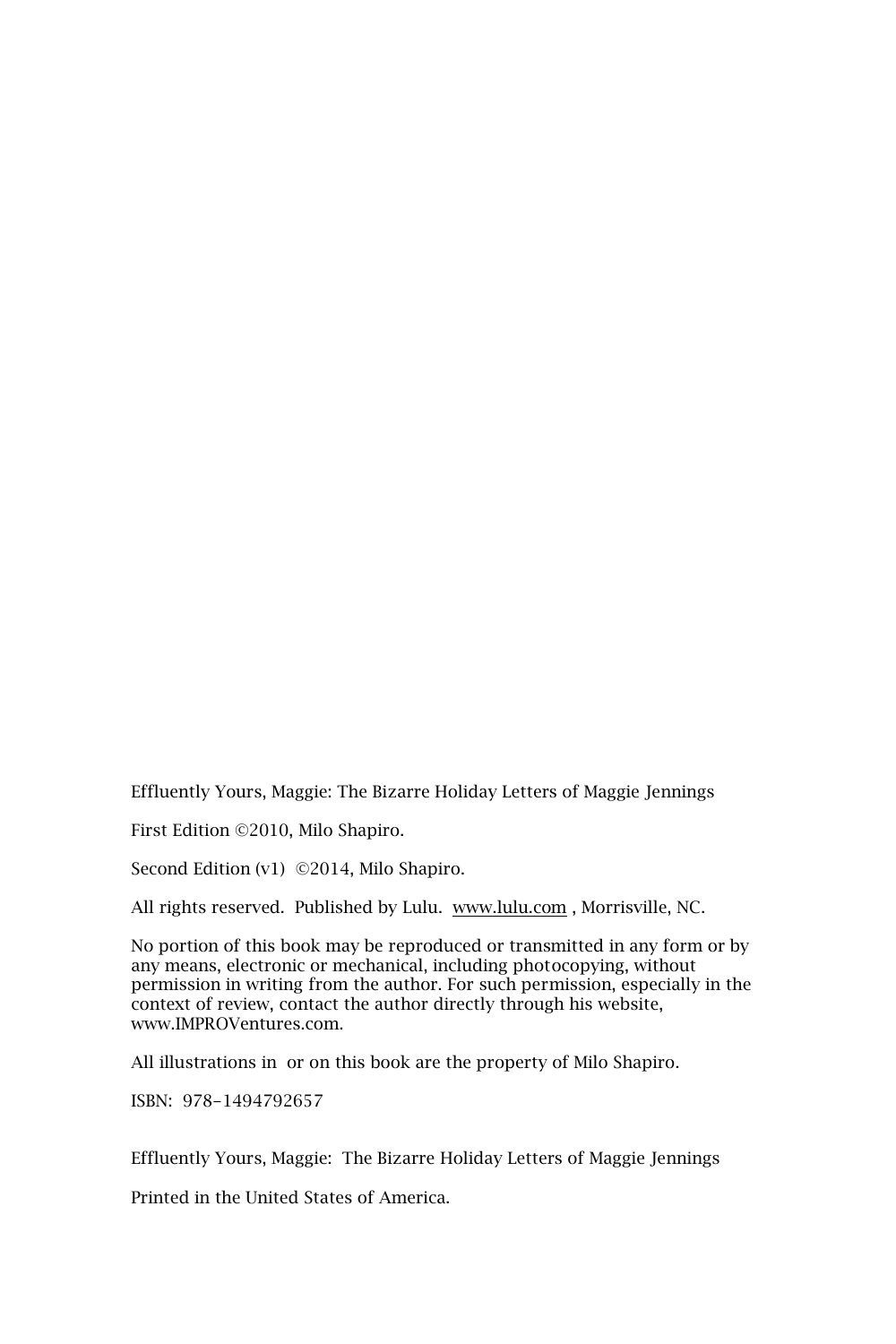Effluently Yours, Maggie: The Bizarre Holiday Letters of Maggie Jennings

First Edition ©2010, Milo Shapiro.

Second Edition (v1) ©2014, Milo Shapiro.

All rights reserved. Published by Lulu. www.lulu.com , Morrisville, NC.

No portion of this book may be reproduced or transmitted in any form or by any means, electronic or mechanical, including photocopying, without permission in writing from the author. For such permission, especially in the context of review, contact the author directly through his website, www.IMPROVentures.com.

All illustrations in or on this book are the property of Milo Shapiro.

ISBN: 978-1494792657

Effluently Yours, Maggie: The Bizarre Holiday Letters of Maggie Jennings

Printed in the United States of America.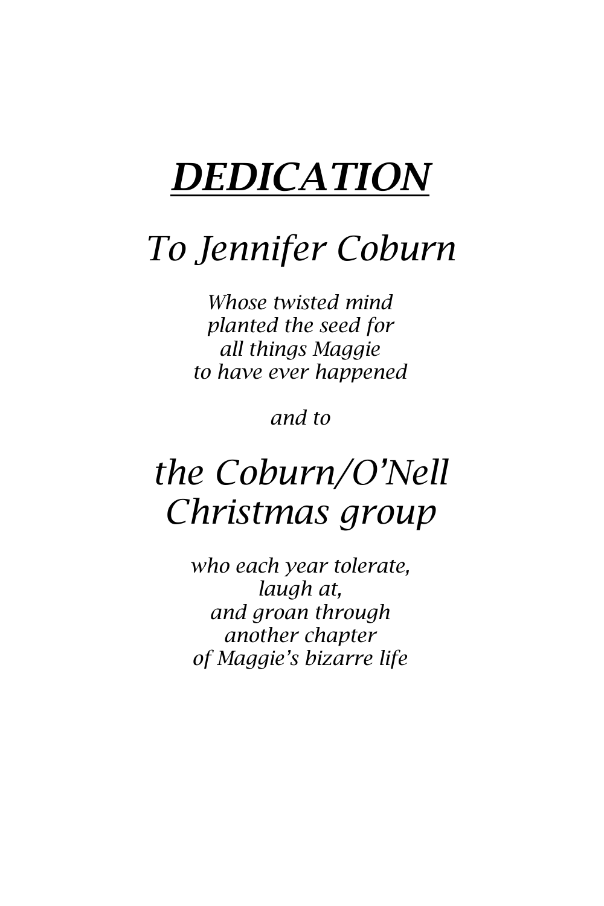# ***DEDICATION***

## *To Jennifer Coburn*

*Whose twisted mind*
*planted the seed for*
*all things Maggie*
*to have ever happened*

*and to*

## *the Coburn/O'Nell Christmas group*

*who each year tolerate,*
*laugh at,*
*and groan through*
*another chapter*
*of Maggie's bizarre life*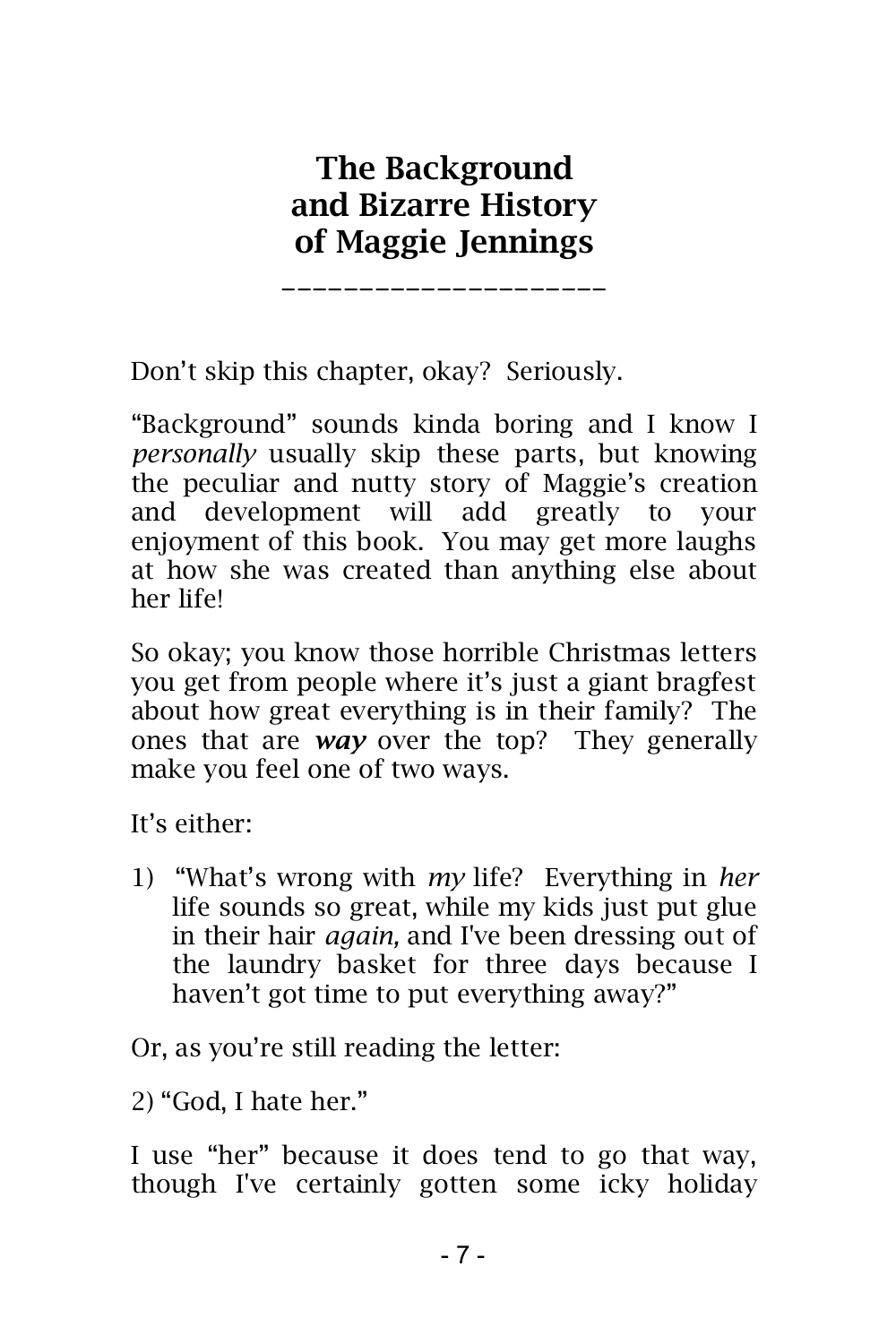# The Background and Bizarre History of Maggie Jennings

Don't skip this chapter, okay? Seriously.

"Background" sounds kinda boring and I know I *personally* usually skip these parts, but knowing the peculiar and nutty story of Maggie's creation and development will add greatly to your enjoyment of this book. You may get more laughs at how she was created than anything else about her life!

So okay; you know those horrible Christmas letters you get from people where it's just a giant bragfest about how great everything is in their family? The ones that are ***way*** over the top? They generally make you feel one of two ways.

It's either:

1) "What's wrong with *my* life? Everything in *her* life sounds so great, while my kids just put glue in their hair *again,* and I've been dressing out of the laundry basket for three days because I haven't got time to put everything away?"

Or, as you're still reading the letter:

2) "God, I hate her."

I use "her" because it does tend to go that way, though I've certainly gotten some icky holiday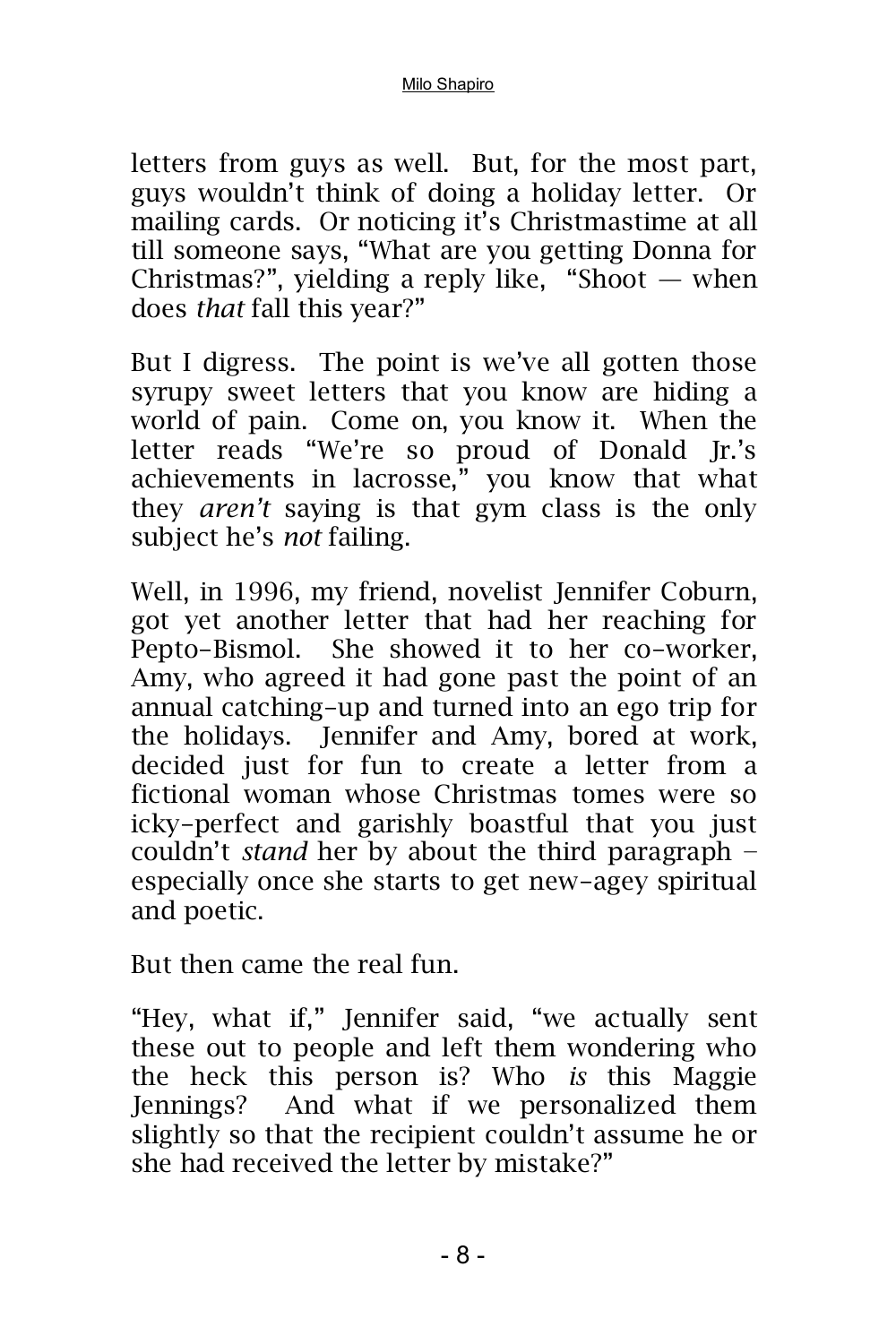letters from guys as well. But, for the most part, guys wouldn't think of doing a holiday letter. Or mailing cards. Or noticing it's Christmastime at all till someone says, "What are you getting Donna for Christmas?", yielding a reply like, "Shoot — when does *that* fall this year?"

But I digress. The point is we've all gotten those syrupy sweet letters that you know are hiding a world of pain. Come on, you know it. When the letter reads "We're so proud of Donald Jr.'s achievements in lacrosse," you know that what they *aren't* saying is that gym class is the only subject he's *not* failing.

Well, in 1996, my friend, novelist Jennifer Coburn, got yet another letter that had her reaching for Pepto-Bismol. She showed it to her co-worker, Amy, who agreed it had gone past the point of an annual catching-up and turned into an ego trip for the holidays. Jennifer and Amy, bored at work, decided just for fun to create a letter from a fictional woman whose Christmas tomes were so icky-perfect and garishly boastful that you just couldn't *stand* her by about the third paragraph – especially once she starts to get new-agey spiritual and poetic.

But then came the real fun.

"Hey, what if," Jennifer said, "we actually sent these out to people and left them wondering who the heck this person is? Who *is* this Maggie Jennings? And what if we personalized them slightly so that the recipient couldn't assume he or she had received the letter by mistake?"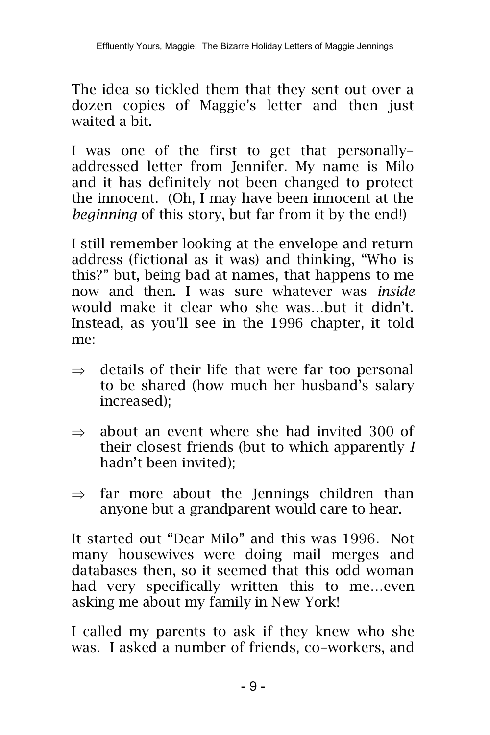The idea so tickled them that they sent out over a dozen copies of Maggie's letter and then just waited a bit.

I was one of the first to get that personally–addressed letter from Jennifer. My name is Milo and it has definitely not been changed to protect the innocent. (Oh, I may have been innocent at the *beginning* of this story, but far from it by the end!)

I still remember looking at the envelope and return address (fictional as it was) and thinking, "Who is this?" but, being bad at names, that happens to me now and then. I was sure whatever was *inside* would make it clear who she was…but it didn't. Instead, as you'll see in the 1996 chapter, it told me:

⇒ details of their life that were far too personal to be shared (how much her husband's salary increased);

⇒ about an event where she had invited 300 of their closest friends (but to which apparently *I* hadn't been invited);

⇒ far more about the Jennings children than anyone but a grandparent would care to hear.

It started out "Dear Milo" and this was 1996. Not many housewives were doing mail merges and databases then, so it seemed that this odd woman had very specifically written this to me…even asking me about my family in New York!

I called my parents to ask if they knew who she was. I asked a number of friends, co–workers, and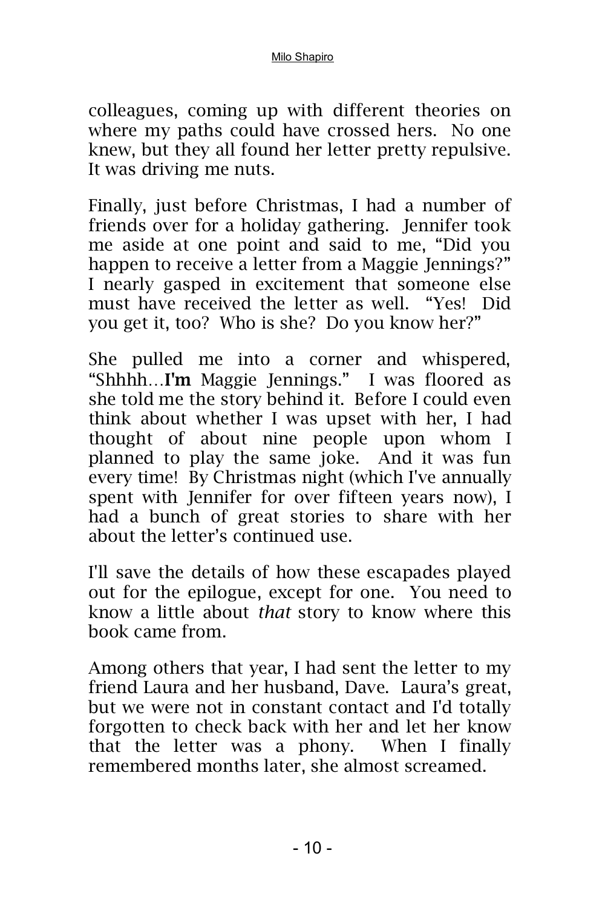colleagues, coming up with different theories on where my paths could have crossed hers. No one knew, but they all found her letter pretty repulsive. It was driving me nuts.

Finally, just before Christmas, I had a number of friends over for a holiday gathering. Jennifer took me aside at one point and said to me, "Did you happen to receive a letter from a Maggie Jennings?" I nearly gasped in excitement that someone else must have received the letter as well. "Yes! Did you get it, too? Who is she? Do you know her?"

She pulled me into a corner and whispered, "Shhhh…**I'm** Maggie Jennings." I was floored as she told me the story behind it. Before I could even think about whether I was upset with her, I had thought of about nine people upon whom I planned to play the same joke. And it was fun every time! By Christmas night (which I've annually spent with Jennifer for over fifteen years now), I had a bunch of great stories to share with her about the letter's continued use.

I'll save the details of how these escapades played out for the epilogue, except for one. You need to know a little about *that* story to know where this book came from.

Among others that year, I had sent the letter to my friend Laura and her husband, Dave. Laura's great, but we were not in constant contact and I'd totally forgotten to check back with her and let her know that the letter was a phony. When I finally remembered months later, she almost screamed.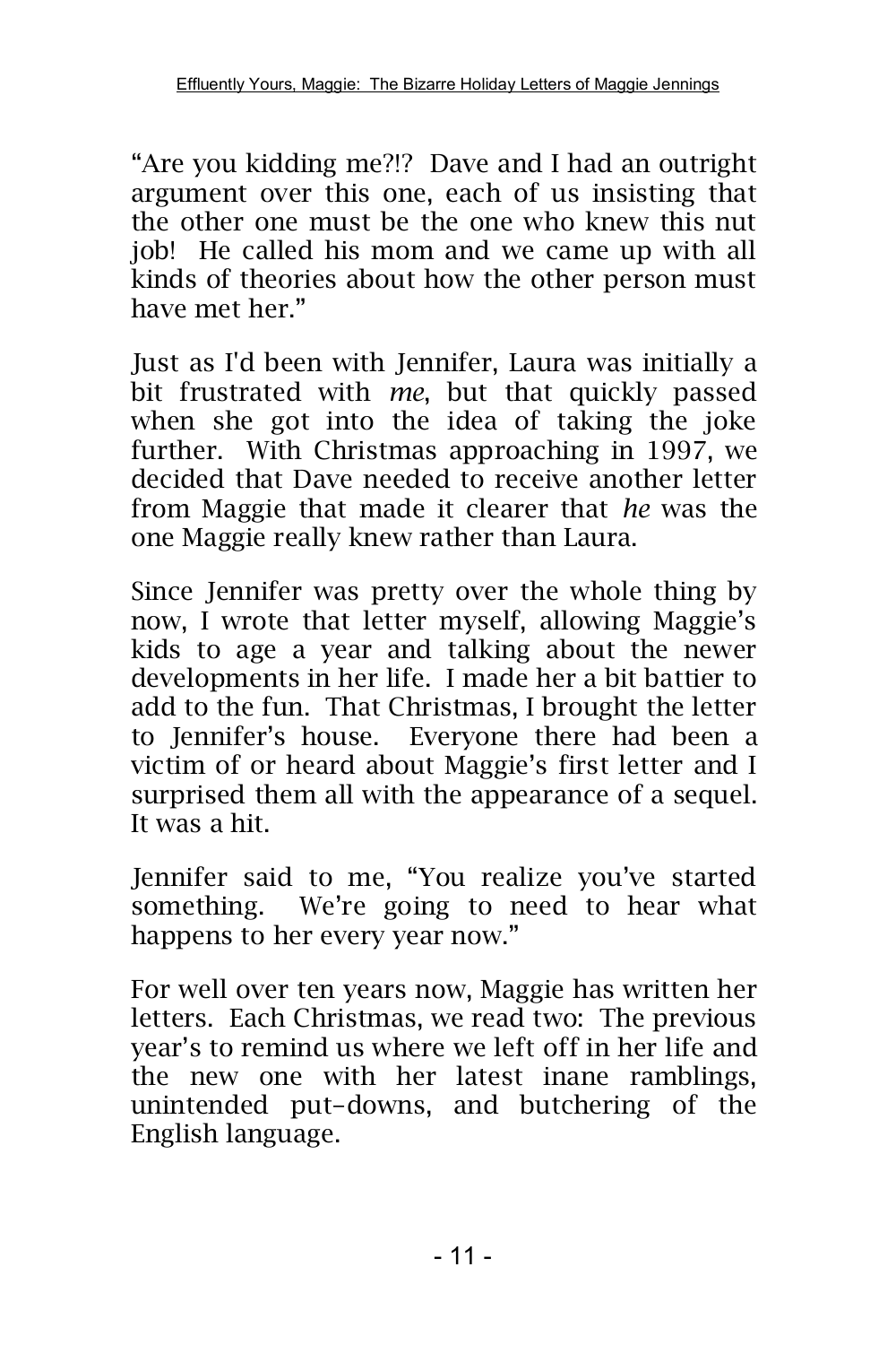"Are you kidding me?!? Dave and I had an outright argument over this one, each of us insisting that the other one must be the one who knew this nut job! He called his mom and we came up with all kinds of theories about how the other person must have met her."

Just as I'd been with Jennifer, Laura was initially a bit frustrated with *me*, but that quickly passed when she got into the idea of taking the joke further. With Christmas approaching in 1997, we decided that Dave needed to receive another letter from Maggie that made it clearer that *he* was the one Maggie really knew rather than Laura.

Since Jennifer was pretty over the whole thing by now, I wrote that letter myself, allowing Maggie's kids to age a year and talking about the newer developments in her life. I made her a bit battier to add to the fun. That Christmas, I brought the letter to Jennifer's house. Everyone there had been a victim of or heard about Maggie's first letter and I surprised them all with the appearance of a sequel. It was a hit.

Jennifer said to me, "You realize you've started something. We're going to need to hear what happens to her every year now."

For well over ten years now, Maggie has written her letters. Each Christmas, we read two: The previous year's to remind us where we left off in her life and the new one with her latest inane ramblings, unintended put–downs, and butchering of the English language.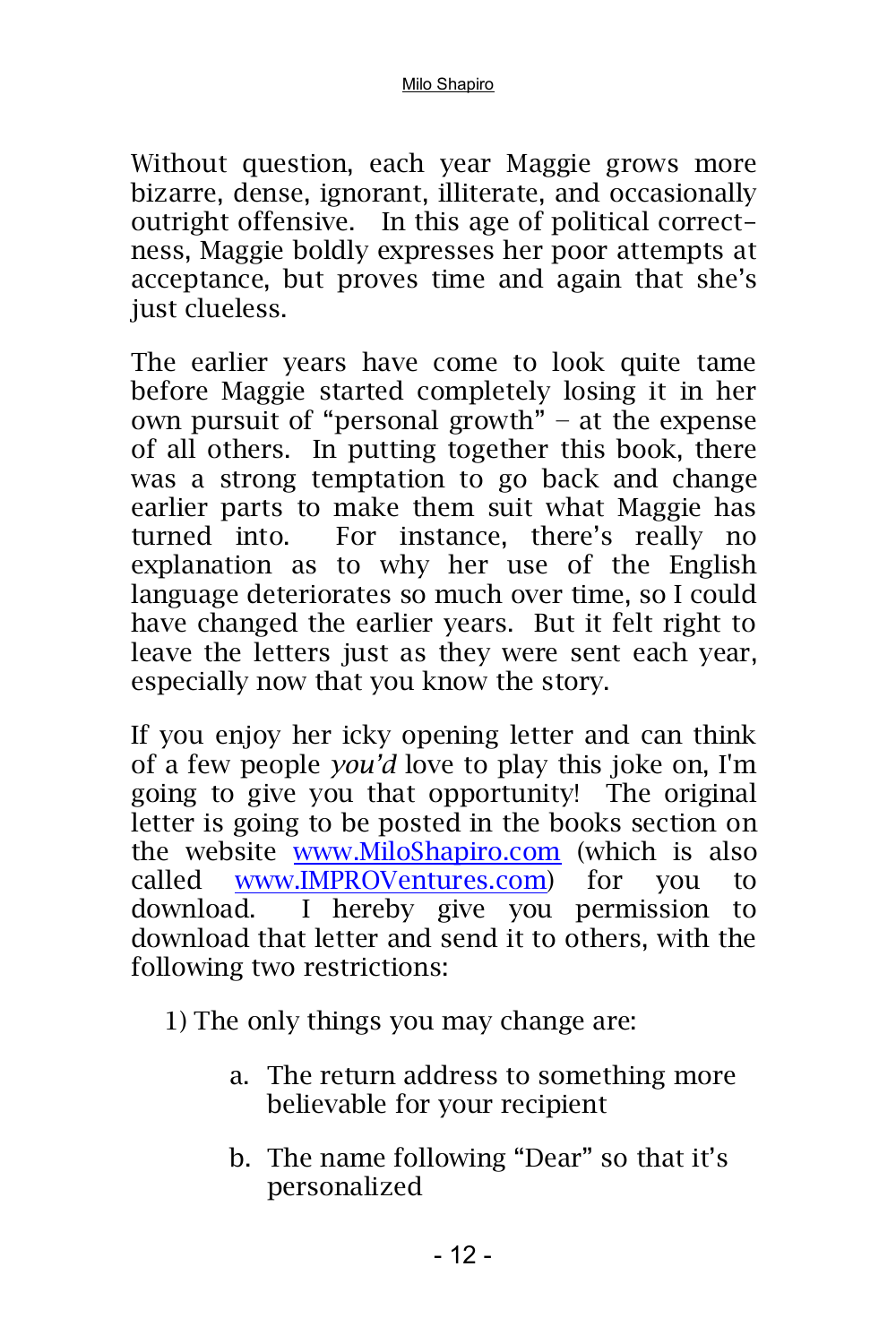Without question, each year Maggie grows more bizarre, dense, ignorant, illiterate, and occasionally outright offensive. In this age of political correctness, Maggie boldly expresses her poor attempts at acceptance, but proves time and again that she's just clueless.

The earlier years have come to look quite tame before Maggie started completely losing it in her own pursuit of "personal growth" – at the expense of all others. In putting together this book, there was a strong temptation to go back and change earlier parts to make them suit what Maggie has turned into. For instance, there's really no explanation as to why her use of the English language deteriorates so much over time, so I could have changed the earlier years. But it felt right to leave the letters just as they were sent each year, especially now that you know the story.

If you enjoy her icky opening letter and can think of a few people *you'd* love to play this joke on, I'm going to give you that opportunity! The original letter is going to be posted in the books section on the website [www.MiloShapiro.com](http://www.MiloShapiro.com) (which is also called [www.IMPROVentures.com](http://www.IMPROVentures.com)) for you to download. I hereby give you permission to download that letter and send it to others, with the following two restrictions:

1) The only things you may change are:

    a. The return address to something more believable for your recipient

    b. The name following "Dear" so that it's personalized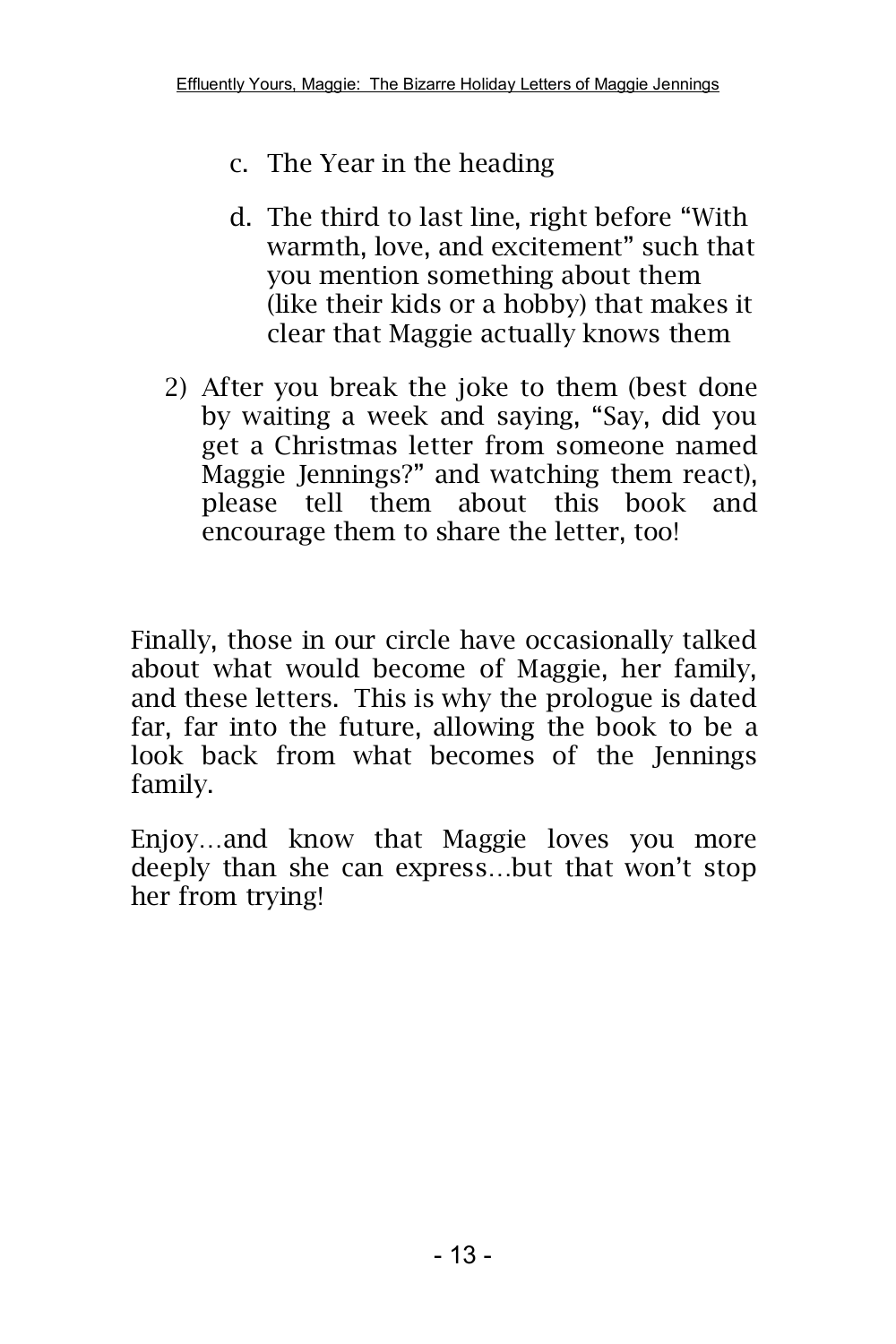c. The Year in the heading

   d. The third to last line, right before "With warmth, love, and excitement" such that you mention something about them (like their kids or a hobby) that makes it clear that Maggie actually knows them

2) After you break the joke to them (best done by waiting a week and saying, "Say, did you get a Christmas letter from someone named Maggie Jennings?" and watching them react), please tell them about this book and encourage them to share the letter, too!

Finally, those in our circle have occasionally talked about what would become of Maggie, her family, and these letters. This is why the prologue is dated far, far into the future, allowing the book to be a look back from what becomes of the Jennings family.

Enjoy…and know that Maggie loves you more deeply than she can express…but that won't stop her from trying!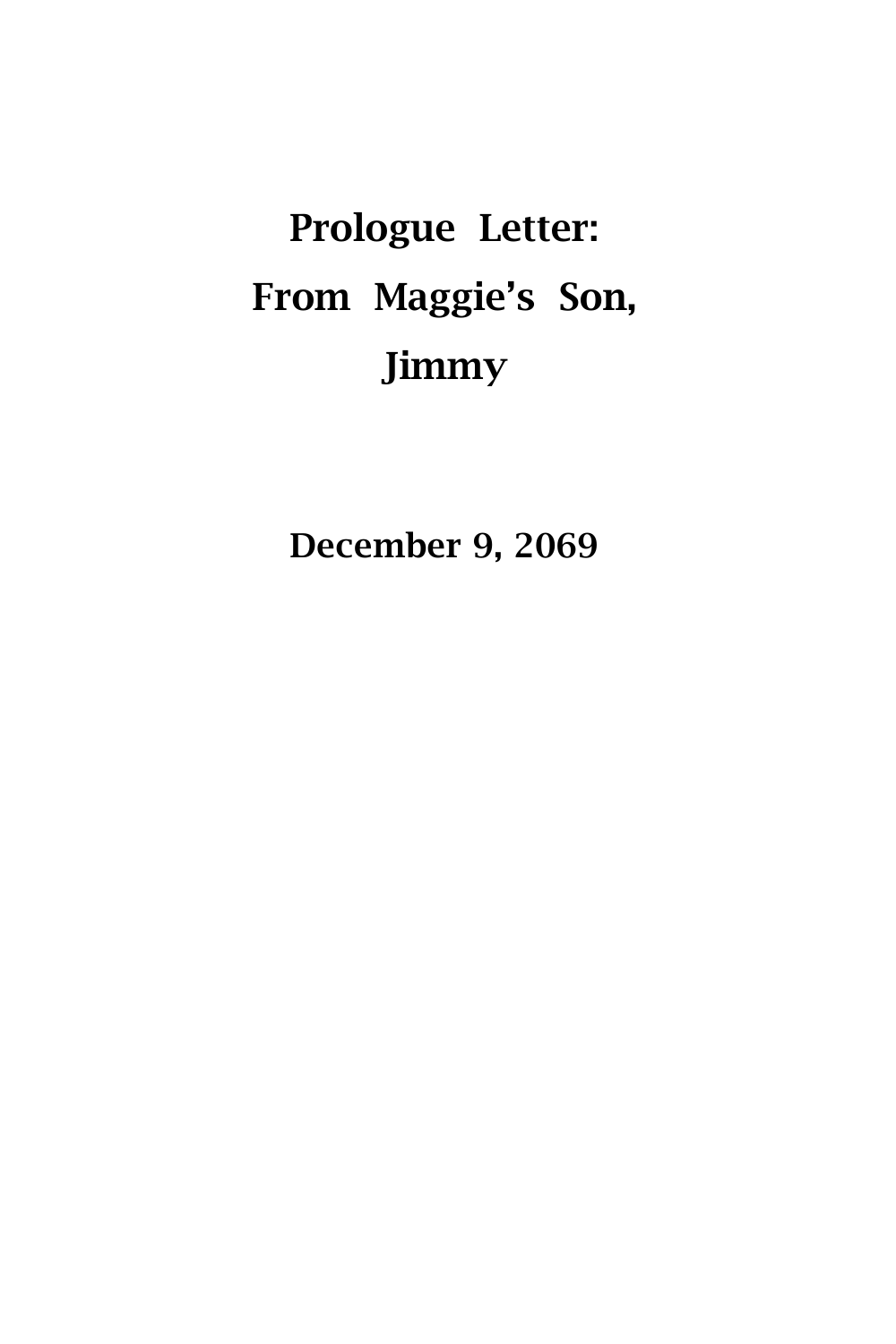# Prologue Letter: From Maggie's Son, Jimmy

**December 9, 2069**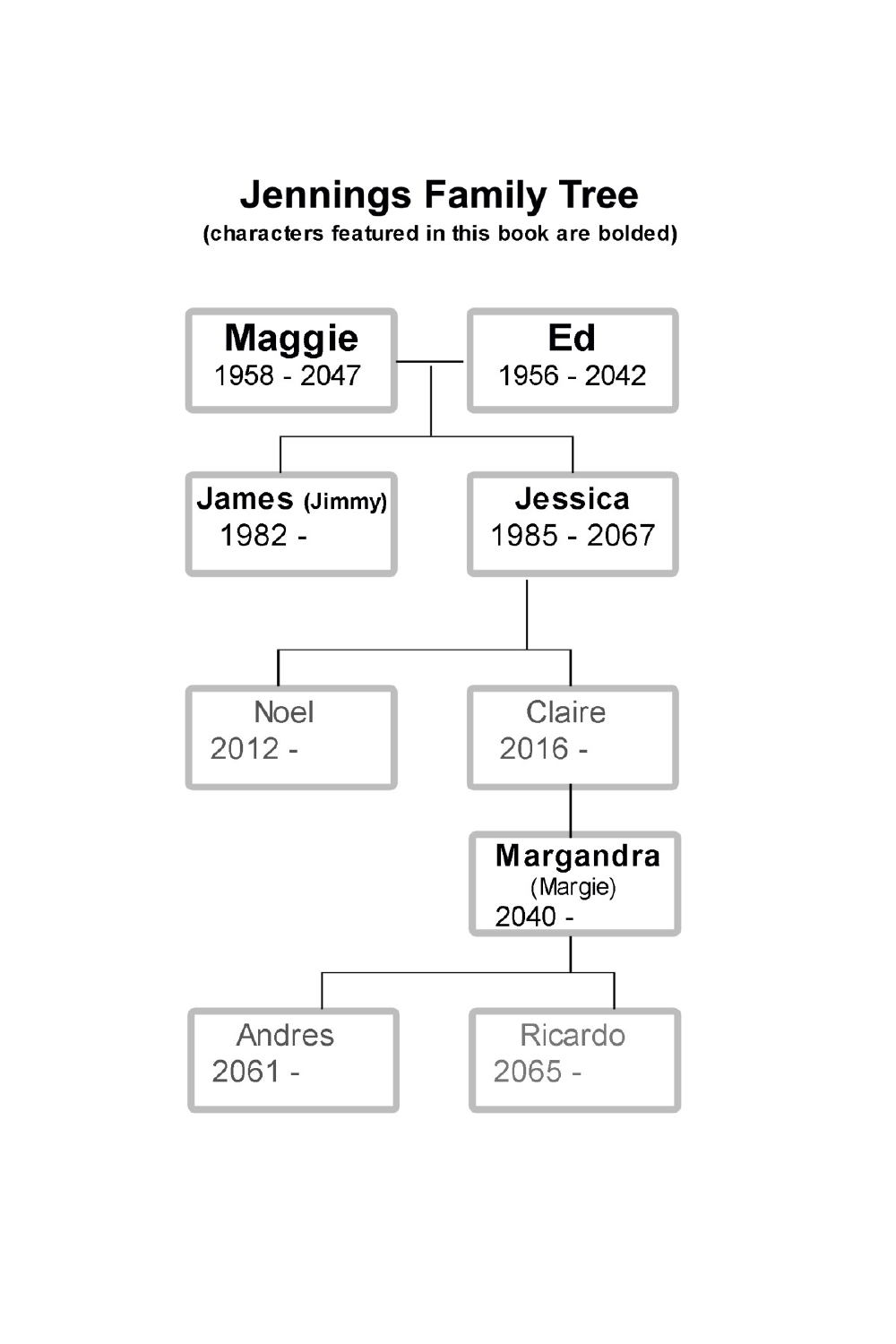# Jennings Family Tree

**(characters featured in this book are bolded)**

- **Maggie** 1958 - 2047 — married to **Ed** 1956 - 2042
  - **James** (Jimmy) 1982 -
  - **Jessica** 1985 - 2067
    - Noel 2012 -
    - Claire 2016 -
      - **Margandra** (Margie) 2040 -
        - Andres 2061 -
        - Ricardo 2065 -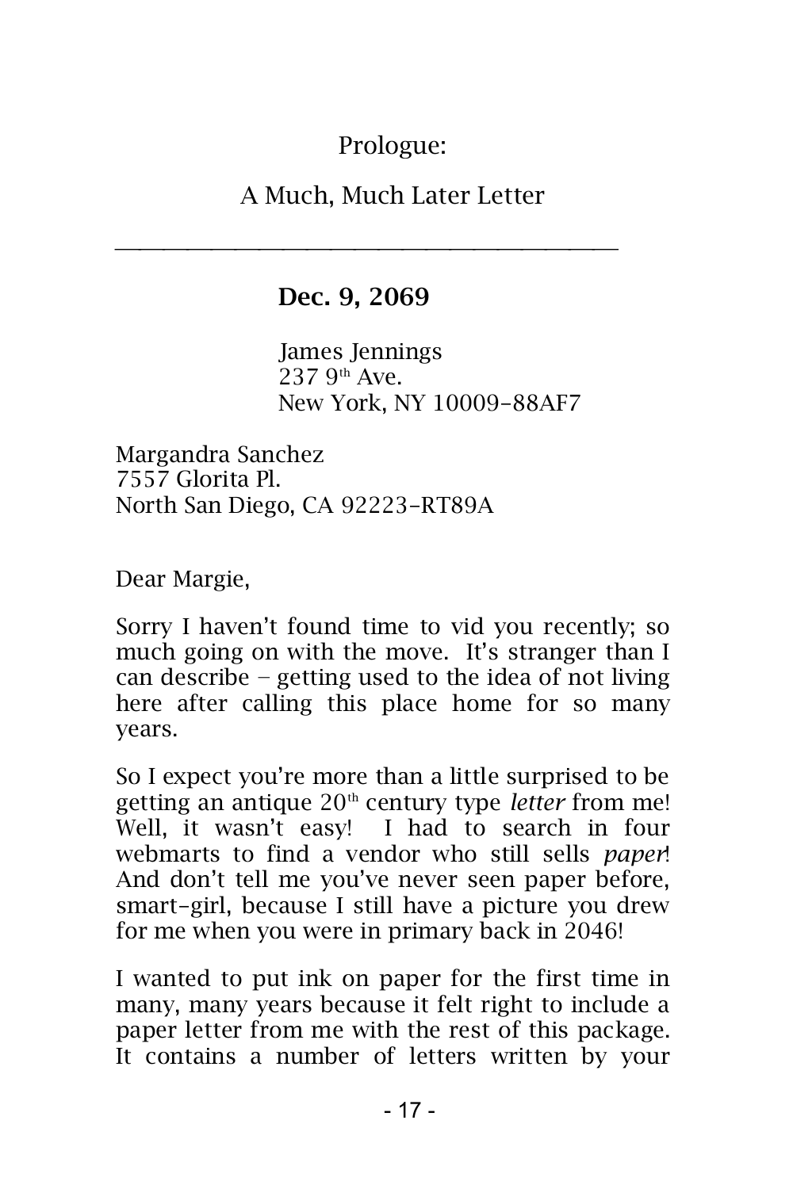# Prologue:

## A Much, Much Later Letter

---

**Dec. 9, 2069**

James Jennings
237 9th Ave.
New York, NY 10009-88AF7

Margandra Sanchez
7557 Glorita Pl.
North San Diego, CA 92223-RT89A

Dear Margie,

Sorry I haven't found time to vid you recently; so much going on with the move. It's stranger than I can describe – getting used to the idea of not living here after calling this place home for so many years.

So I expect you're more than a little surprised to be getting an antique 20th century type *letter* from me! Well, it wasn't easy! I had to search in four webmarts to find a vendor who still sells *paper*! And don't tell me you've never seen paper before, smart-girl, because I still have a picture you drew for me when you were in primary back in 2046!

I wanted to put ink on paper for the first time in many, many years because it felt right to include a paper letter from me with the rest of this package. It contains a number of letters written by your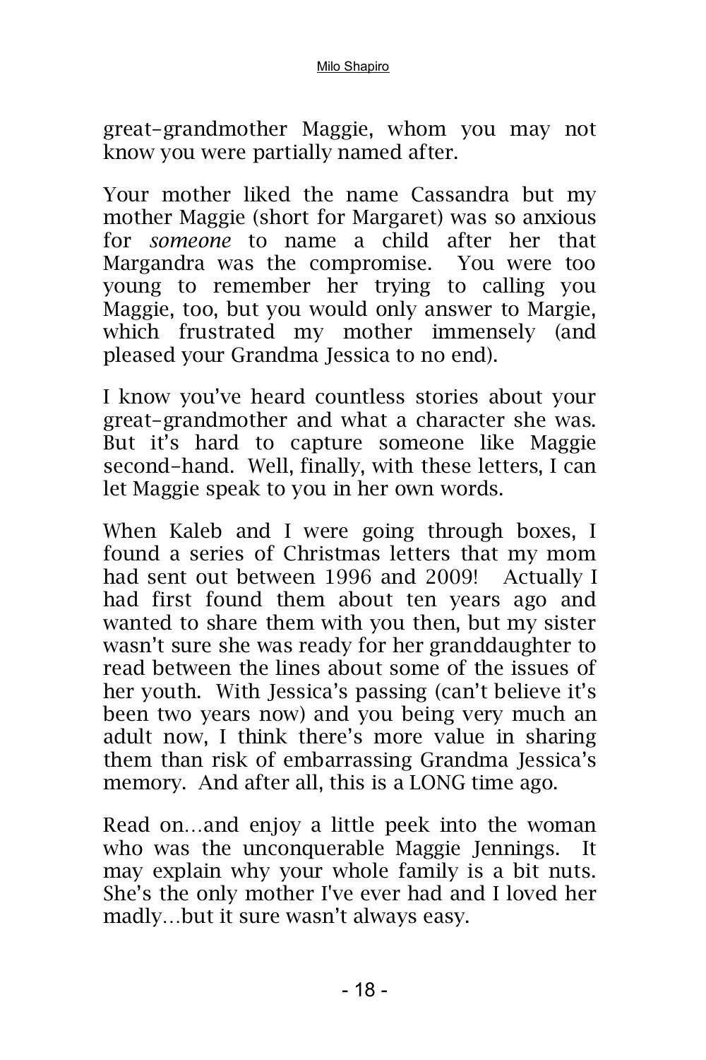great-grandmother Maggie, whom you may not know you were partially named after.

Your mother liked the name Cassandra but my mother Maggie (short for Margaret) was so anxious for *someone* to name a child after her that Margandra was the compromise. You were too young to remember her trying to calling you Maggie, too, but you would only answer to Margie, which frustrated my mother immensely (and pleased your Grandma Jessica to no end).

I know you've heard countless stories about your great-grandmother and what a character she was. But it's hard to capture someone like Maggie second-hand. Well, finally, with these letters, I can let Maggie speak to you in her own words.

When Kaleb and I were going through boxes, I found a series of Christmas letters that my mom had sent out between 1996 and 2009! Actually I had first found them about ten years ago and wanted to share them with you then, but my sister wasn't sure she was ready for her granddaughter to read between the lines about some of the issues of her youth. With Jessica's passing (can't believe it's been two years now) and you being very much an adult now, I think there's more value in sharing them than risk of embarrassing Grandma Jessica's memory. And after all, this is a LONG time ago.

Read on…and enjoy a little peek into the woman who was the unconquerable Maggie Jennings. It may explain why your whole family is a bit nuts. She's the only mother I've ever had and I loved her madly…but it sure wasn't always easy.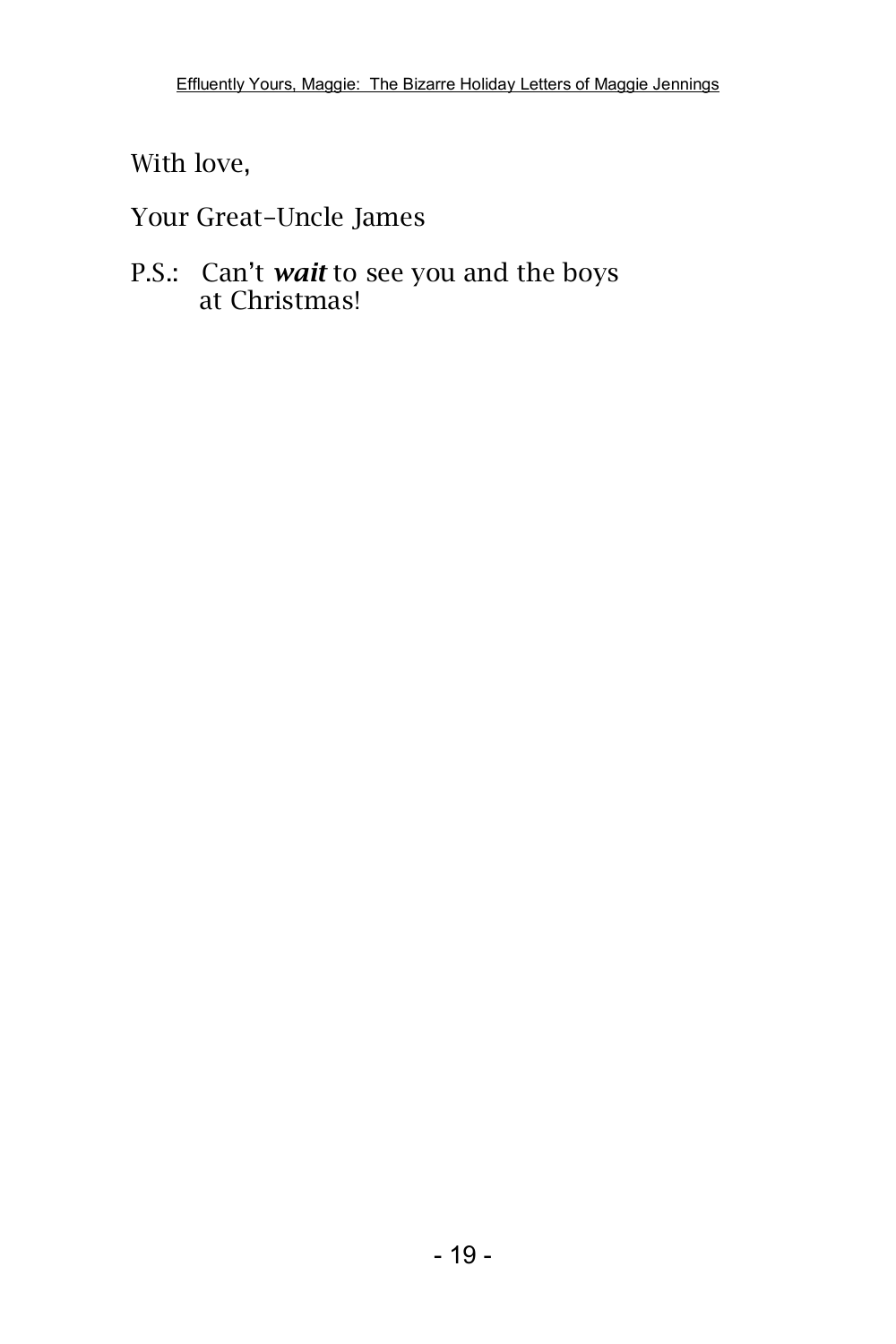With love,

Your Great-Uncle James

P.S.: Can't ***wait*** to see you and the boys at Christmas!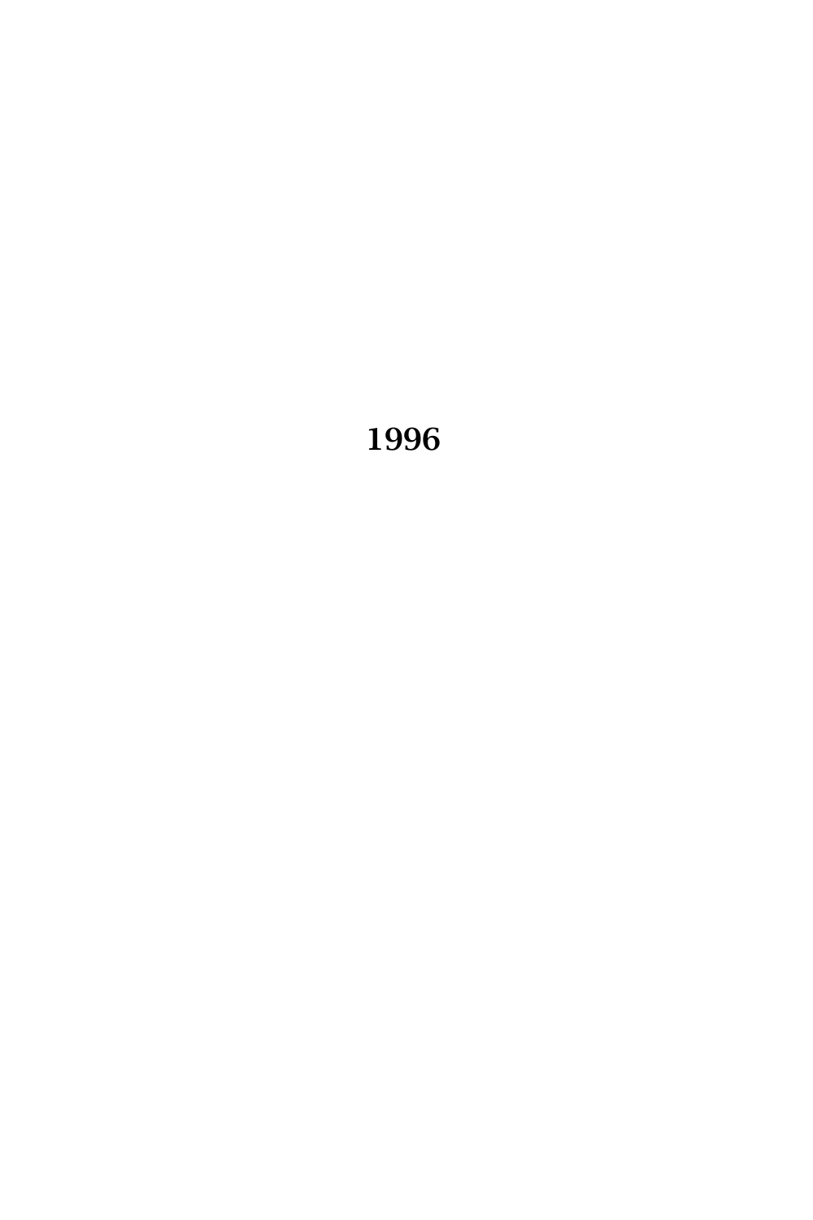**1996**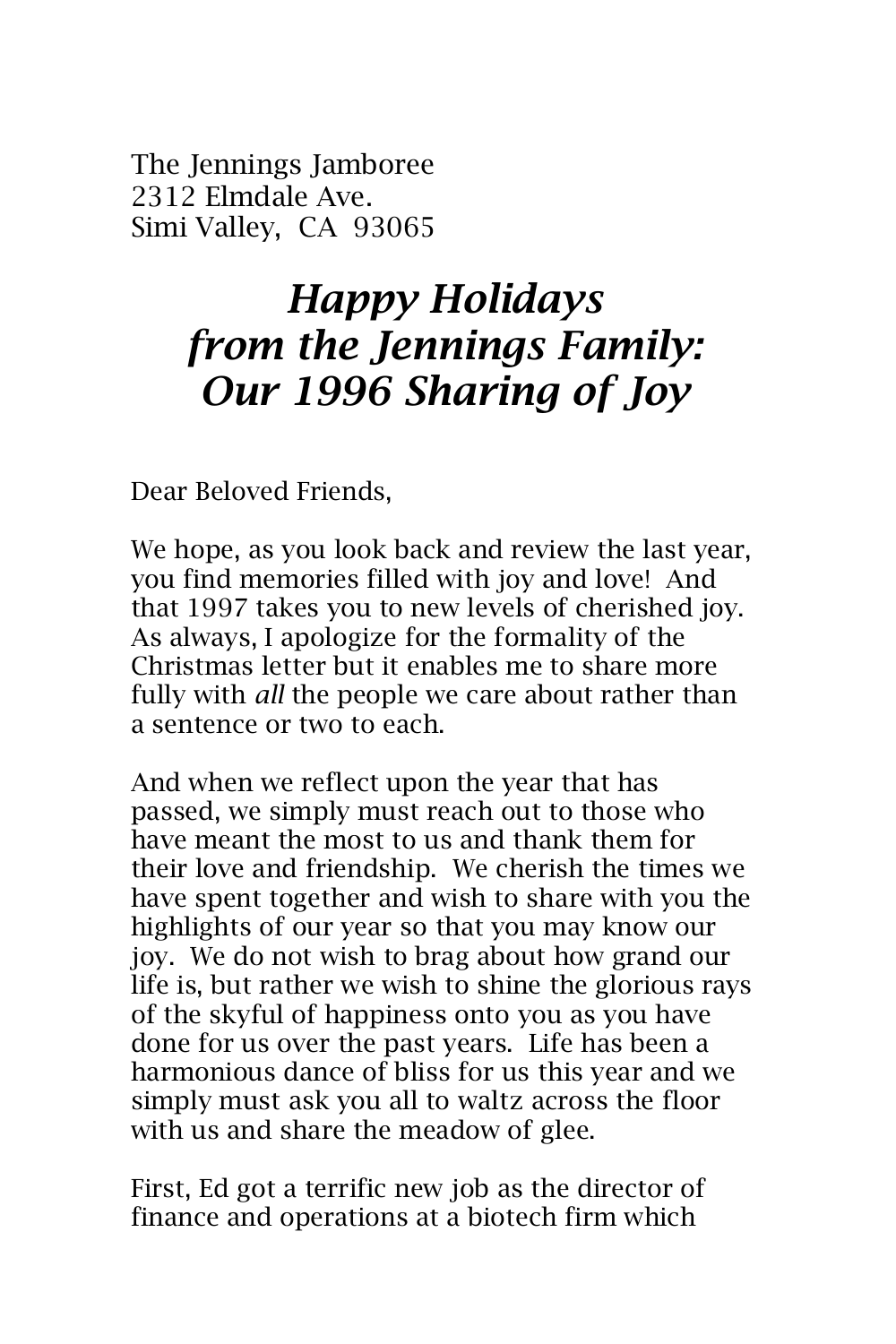The Jennings Jamboree
2312 Elmdale Ave.
Simi Valley, CA 93065

# *Happy Holidays from the Jennings Family: Our 1996 Sharing of Joy*

Dear Beloved Friends,

We hope, as you look back and review the last year, you find memories filled with joy and love! And that 1997 takes you to new levels of cherished joy. As always, I apologize for the formality of the Christmas letter but it enables me to share more fully with *all* the people we care about rather than a sentence or two to each.

And when we reflect upon the year that has passed, we simply must reach out to those who have meant the most to us and thank them for their love and friendship. We cherish the times we have spent together and wish to share with you the highlights of our year so that you may know our joy. We do not wish to brag about how grand our life is, but rather we wish to shine the glorious rays of the skyful of happiness onto you as you have done for us over the past years. Life has been a harmonious dance of bliss for us this year and we simply must ask you all to waltz across the floor with us and share the meadow of glee.

First, Ed got a terrific new job as the director of finance and operations at a biotech firm which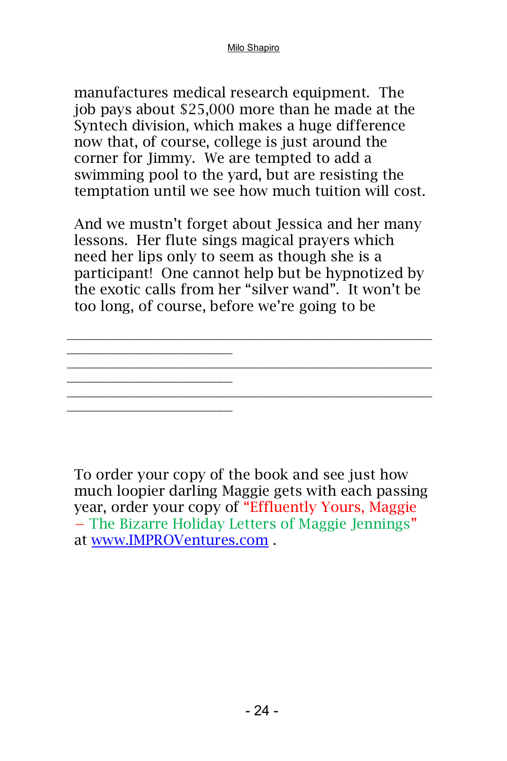manufactures medical research equipment. The job pays about $25,000 more than he made at the Syntech division, which makes a huge difference now that, of course, college is just around the corner for Jimmy. We are tempted to add a swimming pool to the yard, but are resisting the temptation until we see how much tuition will cost.

And we mustn't forget about Jessica and her many lessons. Her flute sings magical prayers which need her lips only to seem as though she is a participant! One cannot help but be hypnotized by the exotic calls from her "silver wand". It won't be too long, of course, before we're going to be

_______________________________________________
_____________________
_______________________________________________
_____________________
_______________________________________________
_____________________

To order your copy of the book and see just how much loopier darling Maggie gets with each passing year, order your copy of "Effluently Yours, Maggie – The Bizarre Holiday Letters of Maggie Jennings" at [www.IMPROVentures.com](http://www.IMPROVentures.com) .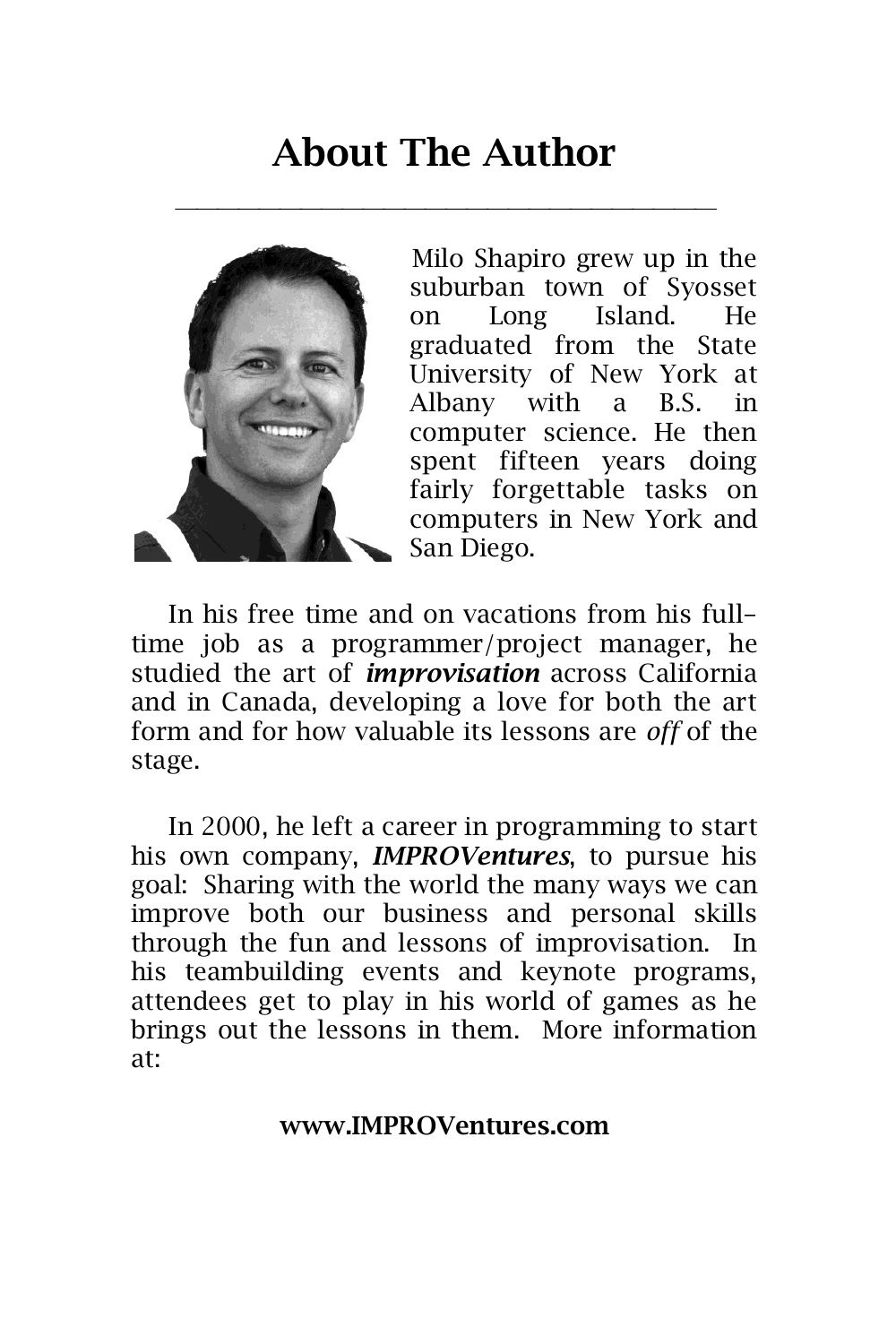# About The Author

Milo Shapiro grew up in the suburban town of Syosset on Long Island. He graduated from the State University of New York at Albany with a B.S. in computer science. He then spent fifteen years doing fairly forgettable tasks on computers in New York and San Diego.

In his free time and on vacations from his full-time job as a programmer/project manager, he studied the art of ***improvisation*** across California and in Canada, developing a love for both the art form and for how valuable its lessons are *off* of the stage.

In 2000, he left a career in programming to start his own company, ***IMPROVentures***, to pursue his goal: Sharing with the world the many ways we can improve both our business and personal skills through the fun and lessons of improvisation. In his teambuilding events and keynote programs, attendees get to play in his world of games as he brings out the lessons in them. More information at:

**www.IMPROVentures.com**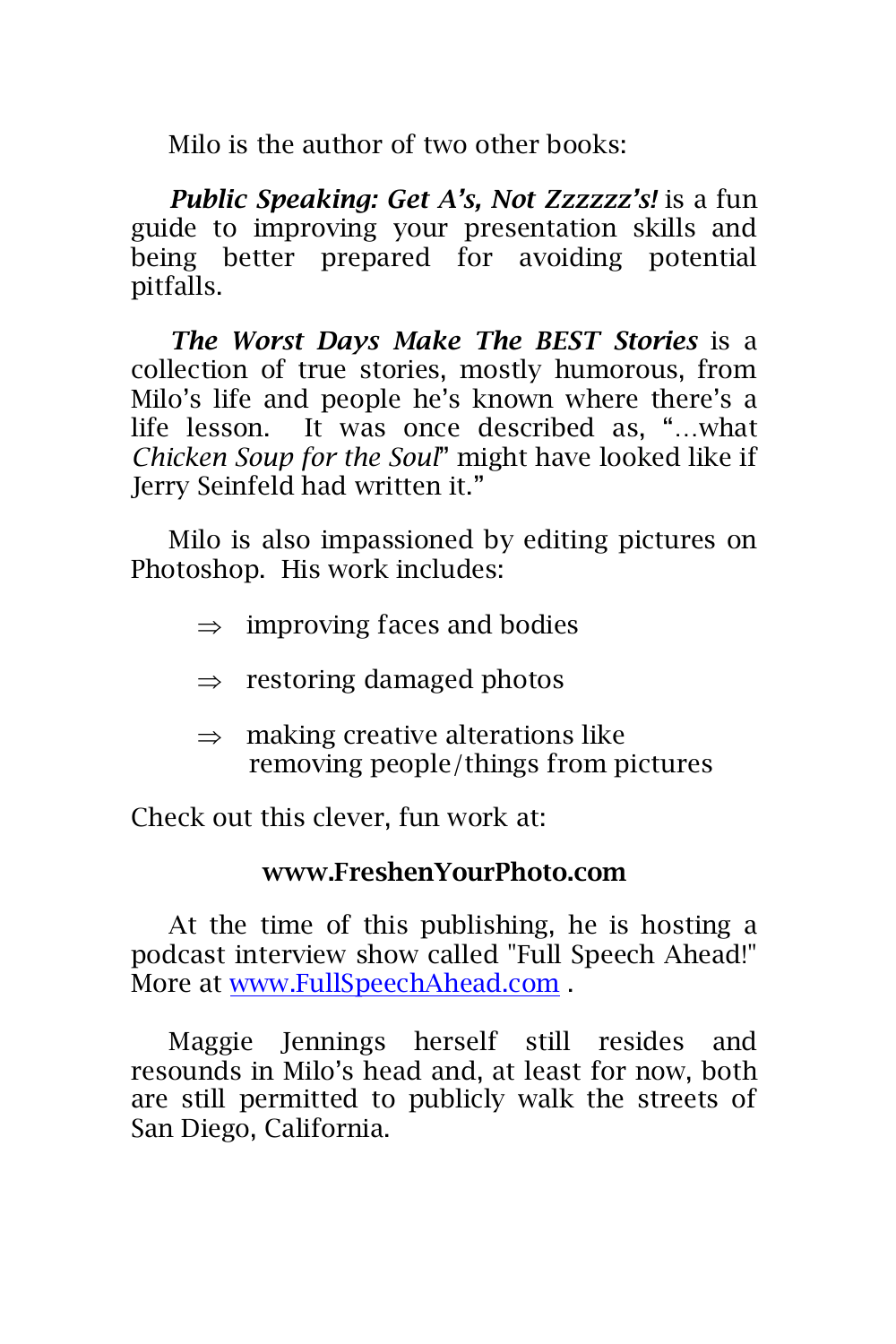Milo is the author of two other books:

***Public Speaking: Get A's, Not Zzzzzz's!*** is a fun guide to improving your presentation skills and being better prepared for avoiding potential pitfalls.

***The Worst Days Make The BEST Stories*** is a collection of true stories, mostly humorous, from Milo's life and people he's known where there's a life lesson. It was once described as, "…what *Chicken Soup for the Soul*" might have looked like if Jerry Seinfeld had written it."

Milo is also impassioned by editing pictures on Photoshop. His work includes:

- ⇒ improving faces and bodies
- ⇒ restoring damaged photos
- ⇒ making creative alterations like removing people/things from pictures

Check out this clever, fun work at:

**www.FreshenYourPhoto.com**

At the time of this publishing, he is hosting a podcast interview show called "Full Speech Ahead!" More at www.FullSpeechAhead.com .

Maggie Jennings herself still resides and resounds in Milo's head and, at least for now, both are still permitted to publicly walk the streets of San Diego, California.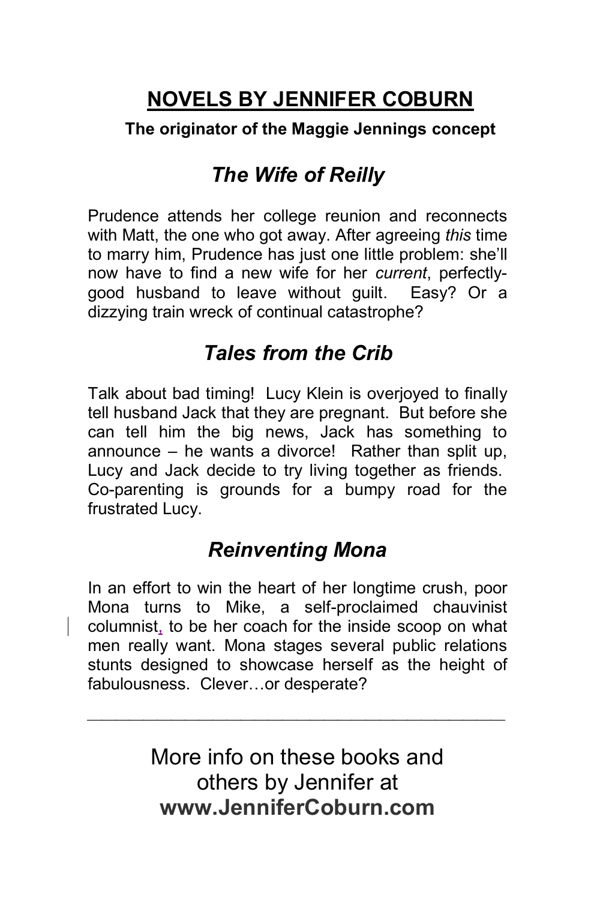# NOVELS BY JENNIFER COBURN

**The originator of the Maggie Jennings concept**

## *The Wife of Reilly*

Prudence attends her college reunion and reconnects with Matt, the one who got away. After agreeing *this* time to marry him, Prudence has just one little problem: she'll now have to find a new wife for her *current*, perfectly-good husband to leave without guilt. Easy? Or a dizzying train wreck of continual catastrophe?

## *Tales from the Crib*

Talk about bad timing! Lucy Klein is overjoyed to finally tell husband Jack that they are pregnant. But before she can tell him the big news, Jack has something to announce – he wants a divorce! Rather than split up, Lucy and Jack decide to try living together as friends. Co-parenting is grounds for a bumpy road for the frustrated Lucy.

## *Reinventing Mona*

In an effort to win the heart of her longtime crush, poor Mona turns to Mike, a self-proclaimed chauvinist columnist, to be her coach for the inside scoop on what men really want. Mona stages several public relations stunts designed to showcase herself as the height of fabulousness. Clever…or desperate?

---

More info on these books and others by Jennifer at **www.JenniferCoburn.com**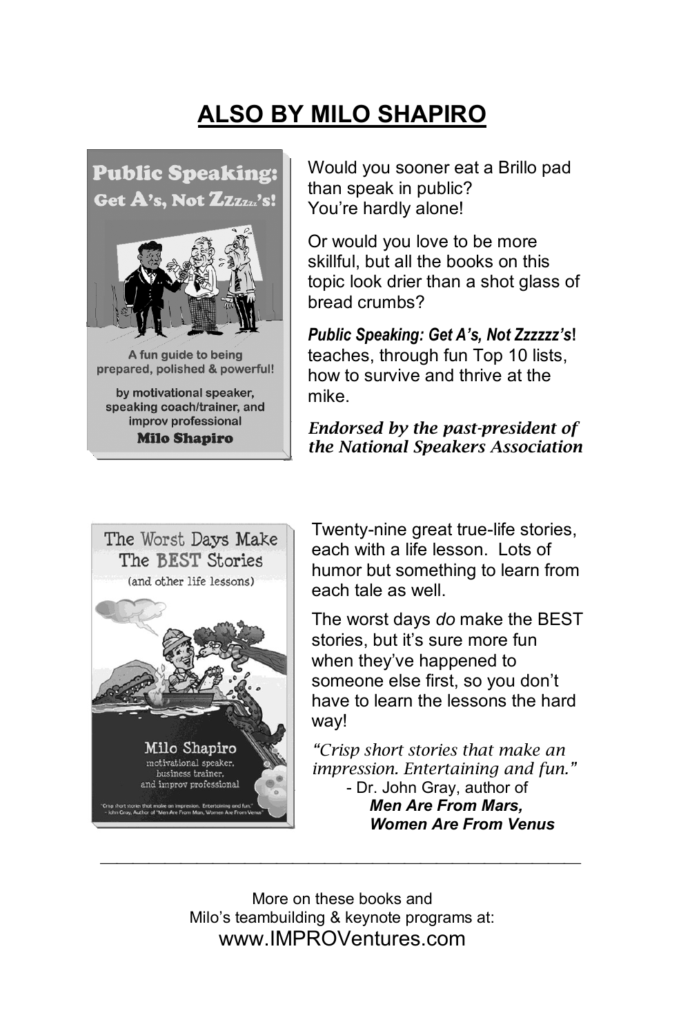# ALSO BY MILO SHAPIRO

Would you sooner eat a Brillo pad than speak in public? You're hardly alone!

Or would you love to be more skillful, but all the books on this topic look drier than a shot glass of bread crumbs?

***Public Speaking: Get A's, Not Zzzzzz's!*** teaches, through fun Top 10 lists, how to survive and thrive at the mike.

***Endorsed by the past-president of the National Speakers Association***

Twenty-nine great true-life stories, each with a life lesson. Lots of humor but something to learn from each tale as well.

The worst days *do* make the BEST stories, but it's sure more fun when they've happened to someone else first, so you don't have to learn the lessons the hard way!

*"Crisp short stories that make an impression. Entertaining and fun."*
- Dr. John Gray, author of ***Men Are From Mars, Women Are From Venus***

---

More on these books and
Milo's teambuilding & keynote programs at:
www.IMPROVentures.com